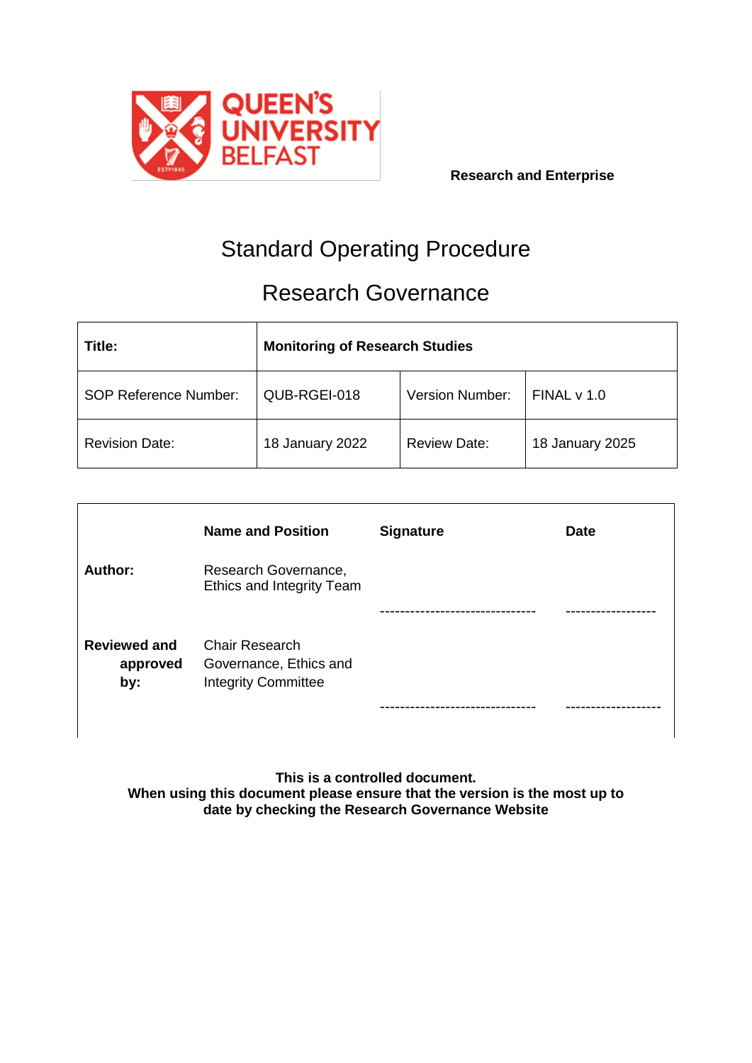QUEEN'S UNIVERSITY BELFAST

**Research and Enterprise**

# Standard Operating Procedure

## Research Governance

| **Title:** | **Monitoring of Research Studies** | | |
|---|---|---|---|
| SOP Reference Number: | QUB-RGEI-018 | Version Number: | FINAL v 1.0 |
| Revision Date: | 18 January 2022 | Review Date: | 18 January 2025 |

| | **Name and Position** | **Signature** | **Date** |
|---|---|---|---|
| **Author:** | Research Governance, Ethics and Integrity Team | ------------------------------- | ----------------- |
| **Reviewed and approved by:** | Chair Research Governance, Ethics and Integrity Committee | ------------------------------- | ------------------ |

**This is a controlled document.**
**When using this document please ensure that the version is the most up to date by checking the Research Governance Website**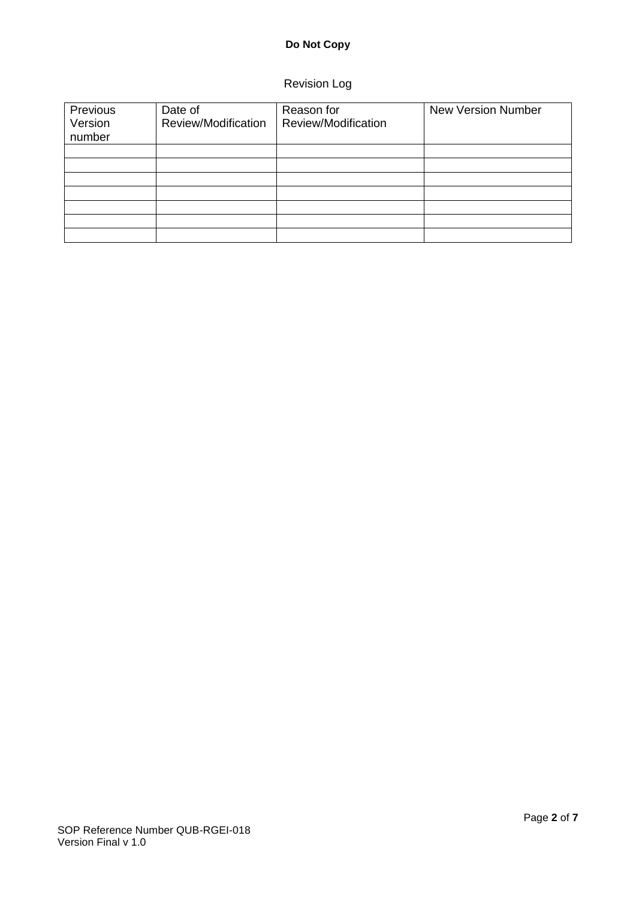Revision Log

| Previous Version number | Date of Review/Modification | Reason for Review/Modification | New Version Number |
| --- | --- | --- | --- |
| | | | |
| | | | |
| | | | |
| | | | |
| | | | |
| | | | |
| | | | |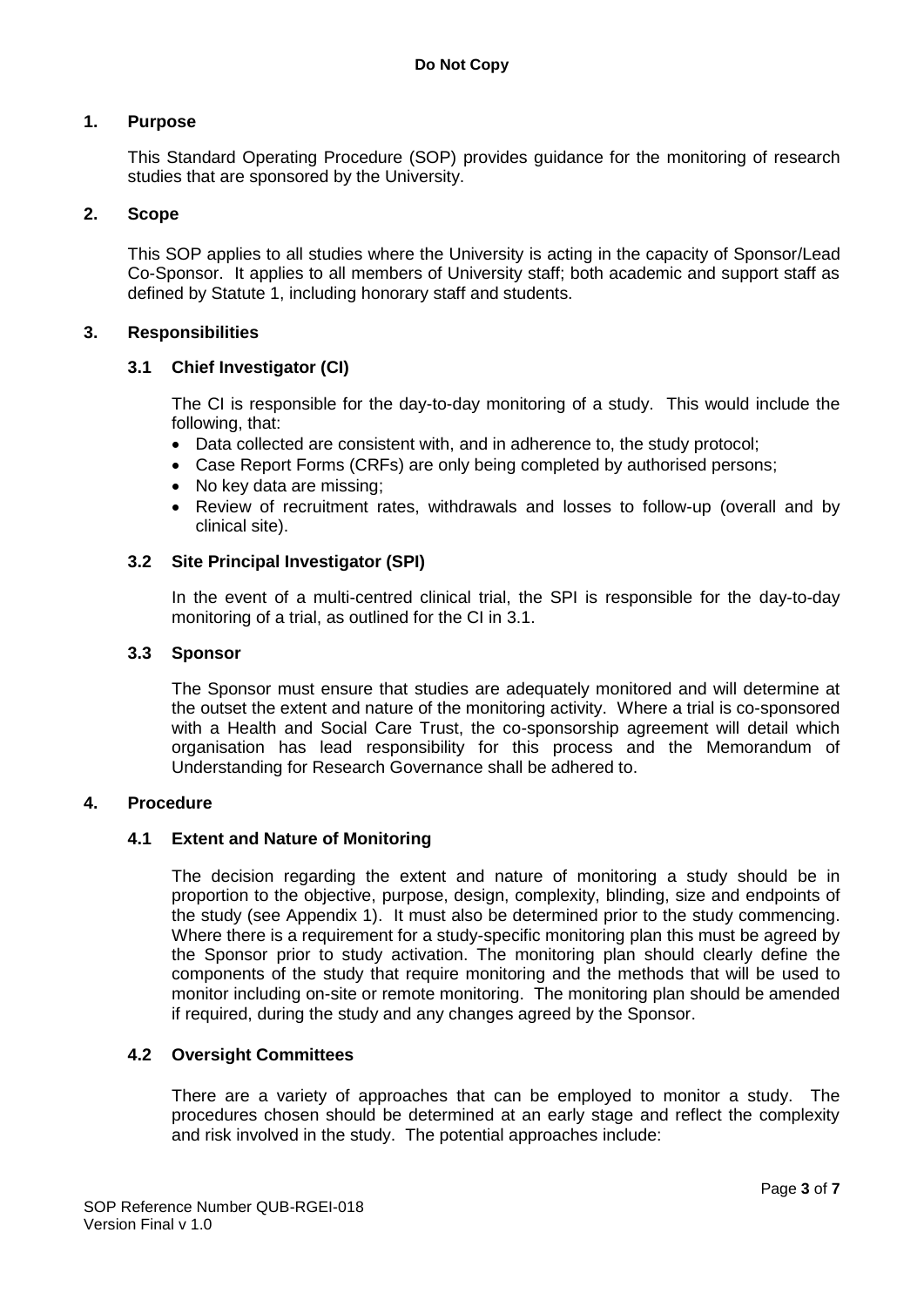## 1. Purpose

This Standard Operating Procedure (SOP) provides guidance for the monitoring of research studies that are sponsored by the University.

## 2. Scope

This SOP applies to all studies where the University is acting in the capacity of Sponsor/Lead Co-Sponsor. It applies to all members of University staff; both academic and support staff as defined by Statute 1, including honorary staff and students.

## 3. Responsibilities

### 3.1 Chief Investigator (CI)

The CI is responsible for the day-to-day monitoring of a study. This would include the following, that:

- Data collected are consistent with, and in adherence to, the study protocol;
- Case Report Forms (CRFs) are only being completed by authorised persons;
- No key data are missing;
- Review of recruitment rates, withdrawals and losses to follow-up (overall and by clinical site).

### 3.2 Site Principal Investigator (SPI)

In the event of a multi-centred clinical trial, the SPI is responsible for the day-to-day monitoring of a trial, as outlined for the CI in 3.1.

### 3.3 Sponsor

The Sponsor must ensure that studies are adequately monitored and will determine at the outset the extent and nature of the monitoring activity. Where a trial is co-sponsored with a Health and Social Care Trust, the co-sponsorship agreement will detail which organisation has lead responsibility for this process and the Memorandum of Understanding for Research Governance shall be adhered to.

## 4. Procedure

### 4.1 Extent and Nature of Monitoring

The decision regarding the extent and nature of monitoring a study should be in proportion to the objective, purpose, design, complexity, blinding, size and endpoints of the study (see Appendix 1). It must also be determined prior to the study commencing. Where there is a requirement for a study-specific monitoring plan this must be agreed by the Sponsor prior to study activation. The monitoring plan should clearly define the components of the study that require monitoring and the methods that will be used to monitor including on-site or remote monitoring. The monitoring plan should be amended if required, during the study and any changes agreed by the Sponsor.

### 4.2 Oversight Committees

There are a variety of approaches that can be employed to monitor a study. The procedures chosen should be determined at an early stage and reflect the complexity and risk involved in the study. The potential approaches include: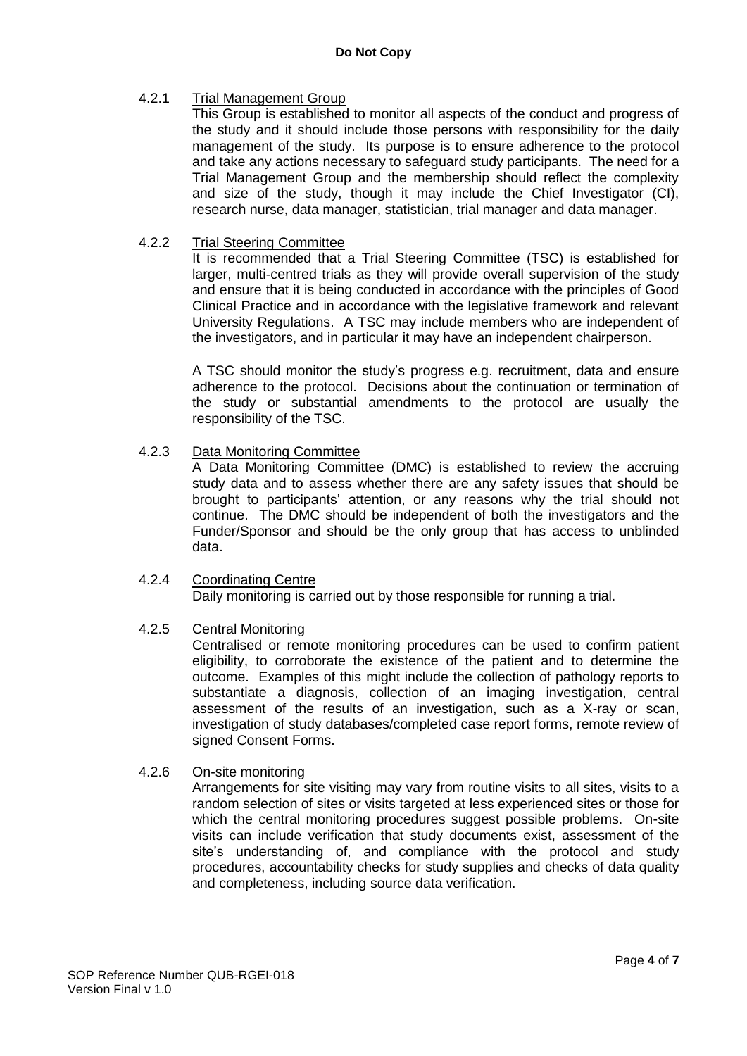#### 4.2.1 Trial Management Group

This Group is established to monitor all aspects of the conduct and progress of the study and it should include those persons with responsibility for the daily management of the study. Its purpose is to ensure adherence to the protocol and take any actions necessary to safeguard study participants. The need for a Trial Management Group and the membership should reflect the complexity and size of the study, though it may include the Chief Investigator (CI), research nurse, data manager, statistician, trial manager and data manager.

#### 4.2.2 Trial Steering Committee

It is recommended that a Trial Steering Committee (TSC) is established for larger, multi-centred trials as they will provide overall supervision of the study and ensure that it is being conducted in accordance with the principles of Good Clinical Practice and in accordance with the legislative framework and relevant University Regulations. A TSC may include members who are independent of the investigators, and in particular it may have an independent chairperson.

A TSC should monitor the study's progress e.g. recruitment, data and ensure adherence to the protocol. Decisions about the continuation or termination of the study or substantial amendments to the protocol are usually the responsibility of the TSC.

#### 4.2.3 Data Monitoring Committee

A Data Monitoring Committee (DMC) is established to review the accruing study data and to assess whether there are any safety issues that should be brought to participants' attention, or any reasons why the trial should not continue. The DMC should be independent of both the investigators and the Funder/Sponsor and should be the only group that has access to unblinded data.

#### 4.2.4 Coordinating Centre

Daily monitoring is carried out by those responsible for running a trial.

#### 4.2.5 Central Monitoring

Centralised or remote monitoring procedures can be used to confirm patient eligibility, to corroborate the existence of the patient and to determine the outcome. Examples of this might include the collection of pathology reports to substantiate a diagnosis, collection of an imaging investigation, central assessment of the results of an investigation, such as a X-ray or scan, investigation of study databases/completed case report forms, remote review of signed Consent Forms.

#### 4.2.6 On-site monitoring

Arrangements for site visiting may vary from routine visits to all sites, visits to a random selection of sites or visits targeted at less experienced sites or those for which the central monitoring procedures suggest possible problems. On-site visits can include verification that study documents exist, assessment of the site's understanding of, and compliance with the protocol and study procedures, accountability checks for study supplies and checks of data quality and completeness, including source data verification.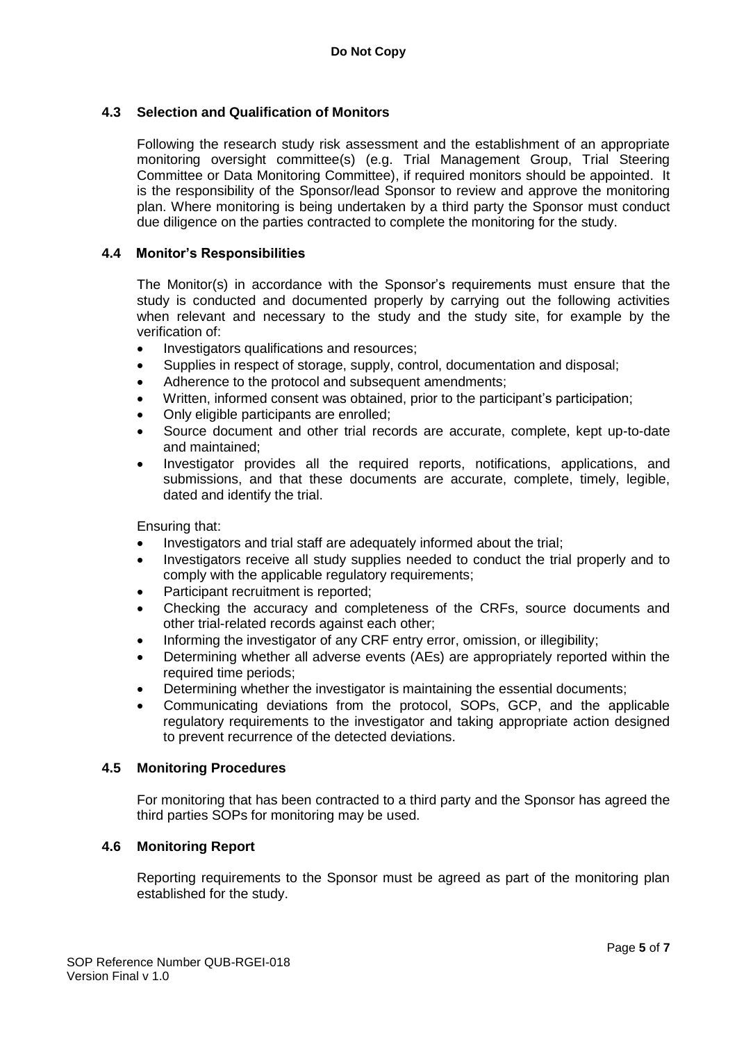### 4.3 Selection and Qualification of Monitors

Following the research study risk assessment and the establishment of an appropriate monitoring oversight committee(s) (e.g. Trial Management Group, Trial Steering Committee or Data Monitoring Committee), if required monitors should be appointed. It is the responsibility of the Sponsor/lead Sponsor to review and approve the monitoring plan. Where monitoring is being undertaken by a third party the Sponsor must conduct due diligence on the parties contracted to complete the monitoring for the study.

### 4.4 Monitor's Responsibilities

The Monitor(s) in accordance with the Sponsor's requirements must ensure that the study is conducted and documented properly by carrying out the following activities when relevant and necessary to the study and the study site, for example by the verification of:

- Investigators qualifications and resources;
- Supplies in respect of storage, supply, control, documentation and disposal;
- Adherence to the protocol and subsequent amendments;
- Written, informed consent was obtained, prior to the participant's participation;
- Only eligible participants are enrolled;
- Source document and other trial records are accurate, complete, kept up-to-date and maintained;
- Investigator provides all the required reports, notifications, applications, and submissions, and that these documents are accurate, complete, timely, legible, dated and identify the trial.

Ensuring that:

- Investigators and trial staff are adequately informed about the trial;
- Investigators receive all study supplies needed to conduct the trial properly and to comply with the applicable regulatory requirements;
- Participant recruitment is reported;
- Checking the accuracy and completeness of the CRFs, source documents and other trial-related records against each other;
- Informing the investigator of any CRF entry error, omission, or illegibility;
- Determining whether all adverse events (AEs) are appropriately reported within the required time periods;
- Determining whether the investigator is maintaining the essential documents;
- Communicating deviations from the protocol, SOPs, GCP, and the applicable regulatory requirements to the investigator and taking appropriate action designed to prevent recurrence of the detected deviations.

### 4.5 Monitoring Procedures

For monitoring that has been contracted to a third party and the Sponsor has agreed the third parties SOPs for monitoring may be used.

### 4.6 Monitoring Report

Reporting requirements to the Sponsor must be agreed as part of the monitoring plan established for the study.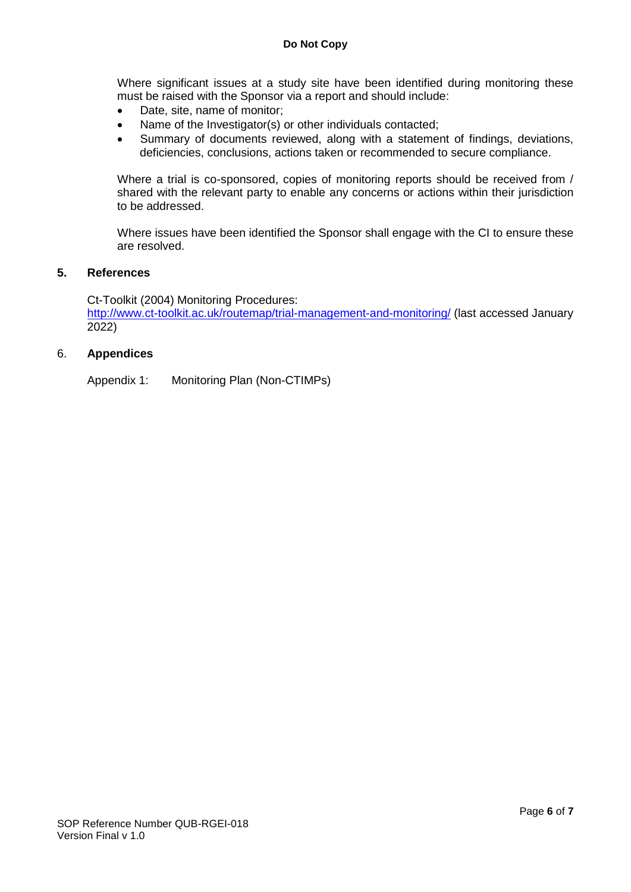Where significant issues at a study site have been identified during monitoring these must be raised with the Sponsor via a report and should include:

- Date, site, name of monitor;
- Name of the Investigator(s) or other individuals contacted;
- Summary of documents reviewed, along with a statement of findings, deviations, deficiencies, conclusions, actions taken or recommended to secure compliance.

Where a trial is co-sponsored, copies of monitoring reports should be received from / shared with the relevant party to enable any concerns or actions within their jurisdiction to be addressed.

Where issues have been identified the Sponsor shall engage with the CI to ensure these are resolved.

## 5. References

Ct-Toolkit (2004) Monitoring Procedures: http://www.ct-toolkit.ac.uk/routemap/trial-management-and-monitoring/ (last accessed January 2022)

## 6. Appendices

Appendix 1: Monitoring Plan (Non-CTIMPs)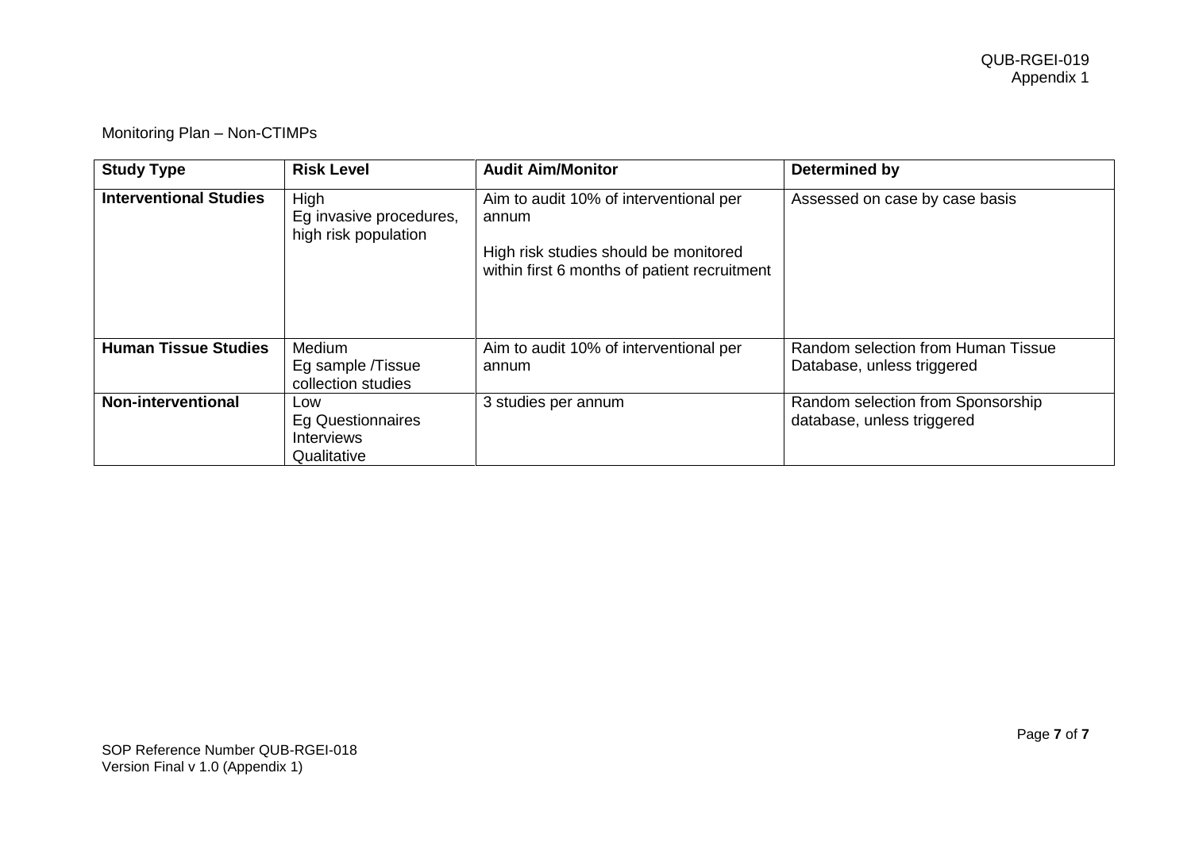QUB-RGEI-019
Appendix 1

Monitoring Plan – Non-CTIMPs

| Study Type | Risk Level | Audit Aim/Monitor | Determined by |
|---|---|---|---|
| **Interventional Studies** | High<br>Eg invasive procedures, high risk population | Aim to audit 10% of interventional per annum<br><br>High risk studies should be monitored within first 6 months of patient recruitment | Assessed on case by case basis |
| **Human Tissue Studies** | Medium<br>Eg sample /Tissue collection studies | Aim to audit 10% of interventional per annum | Random selection from Human Tissue Database, unless triggered |
| **Non-interventional** | Low<br>Eg Questionnaires<br>Interviews<br>Qualitative | 3 studies per annum | Random selection from Sponsorship database, unless triggered |

SOP Reference Number QUB-RGEI-018
Version Final v 1.0 (Appendix 1)